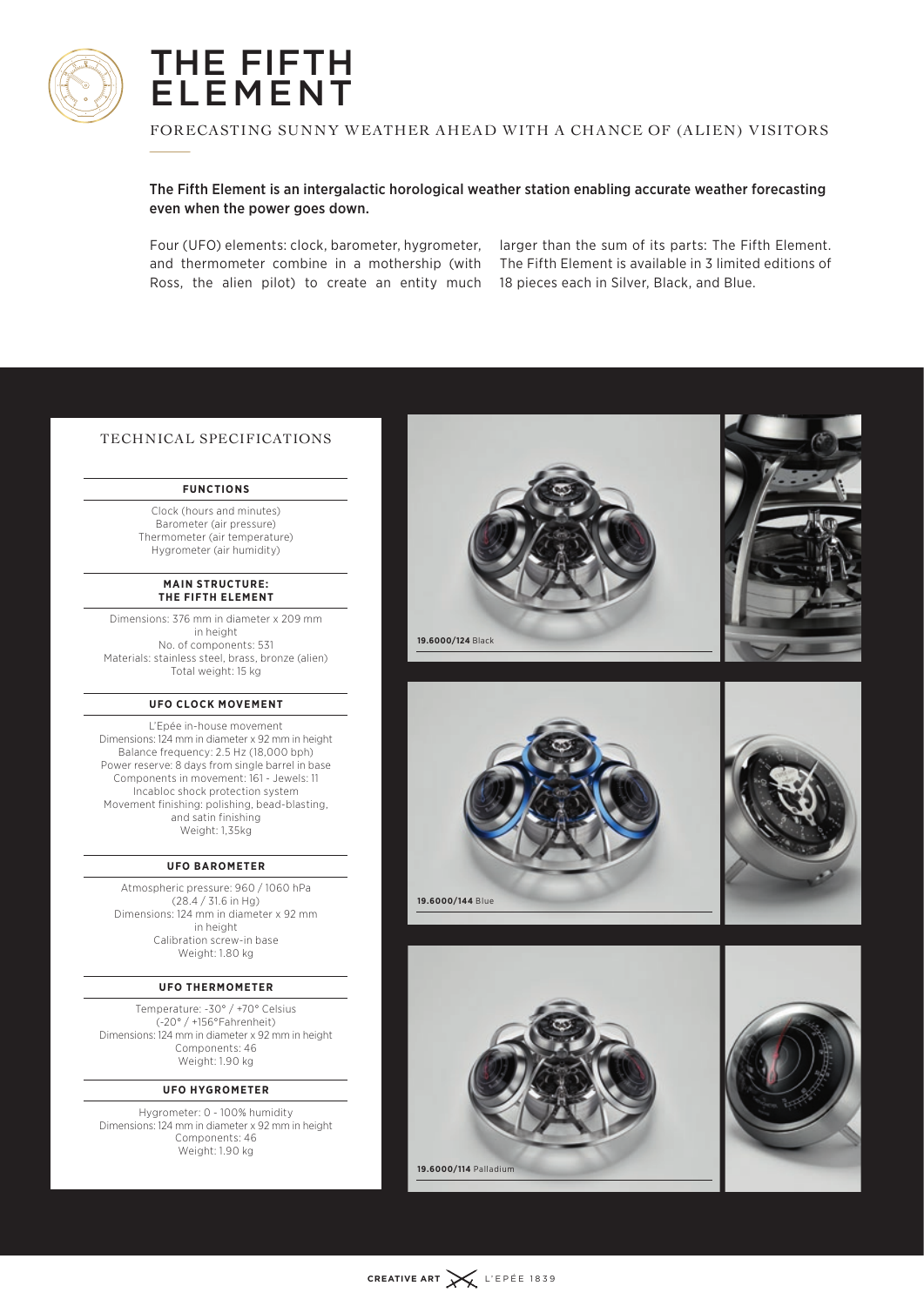# THE FIFTH ELEMENT

FORECASTING SUNNY WEATHER AHEAD WITH A CHANCE OF (ALIEN) VISITORS

**The Fifth Element is an intergalactic horological weather station enabling accurate weather forecasting even when the power goes down.**

Four (UFO) elements: clock, barometer, hygrometer, and thermometer combine in a mothership (with Ross, the alien pilot) to create an entity much larger than the sum of its parts: The Fifth Element. The Fifth Element is available in 3 limited editions of 18 pieces each in Silver, Black, and Blue.

## TECHNICAL SPECIFICATIONS

### FUNCTIONS

Clock (hours and minutes)
Barometer (air pressure)
Thermometer (air temperature)
Hygrometer (air humidity)

### MAIN STRUCTURE: THE FIFTH ELEMENT

Dimensions: 376 mm in diameter x 209 mm in height
No. of components: 531
Materials: stainless steel, brass, bronze (alien)
Total weight: 15 kg

### UFO CLOCK MOVEMENT

L'Epée in-house movement
Dimensions: 124 mm in diameter x 92 mm in height
Balance frequency: 2.5 Hz (18,000 bph)
Power reserve: 8 days from single barrel in base
Components in movement: 161 - Jewels: 11
Incabloc shock protection system
Movement finishing: polishing, bead-blasting, and satin finishing
Weight: 1,35kg

### UFO BAROMETER

Atmospheric pressure: 960 / 1060 hPa (28.4 / 31.6 in Hg)
Dimensions: 124 mm in diameter x 92 mm in height
Calibration screw-in base
Weight: 1.80 kg

### UFO THERMOMETER

Temperature: -30° / +70° Celsius (-20° / +156°Fahrenheit)
Dimensions: 124 mm in diameter x 92 mm in height
Components: 46
Weight: 1.90 kg

### UFO HYGROMETER

Hygrometer: 0 - 100% humidity
Dimensions: 124 mm in diameter x 92 mm in height
Components: 46
Weight: 1.90 kg

**19.6000/124** Black

**19.6000/144** Blue

**19.6000/114** Palladium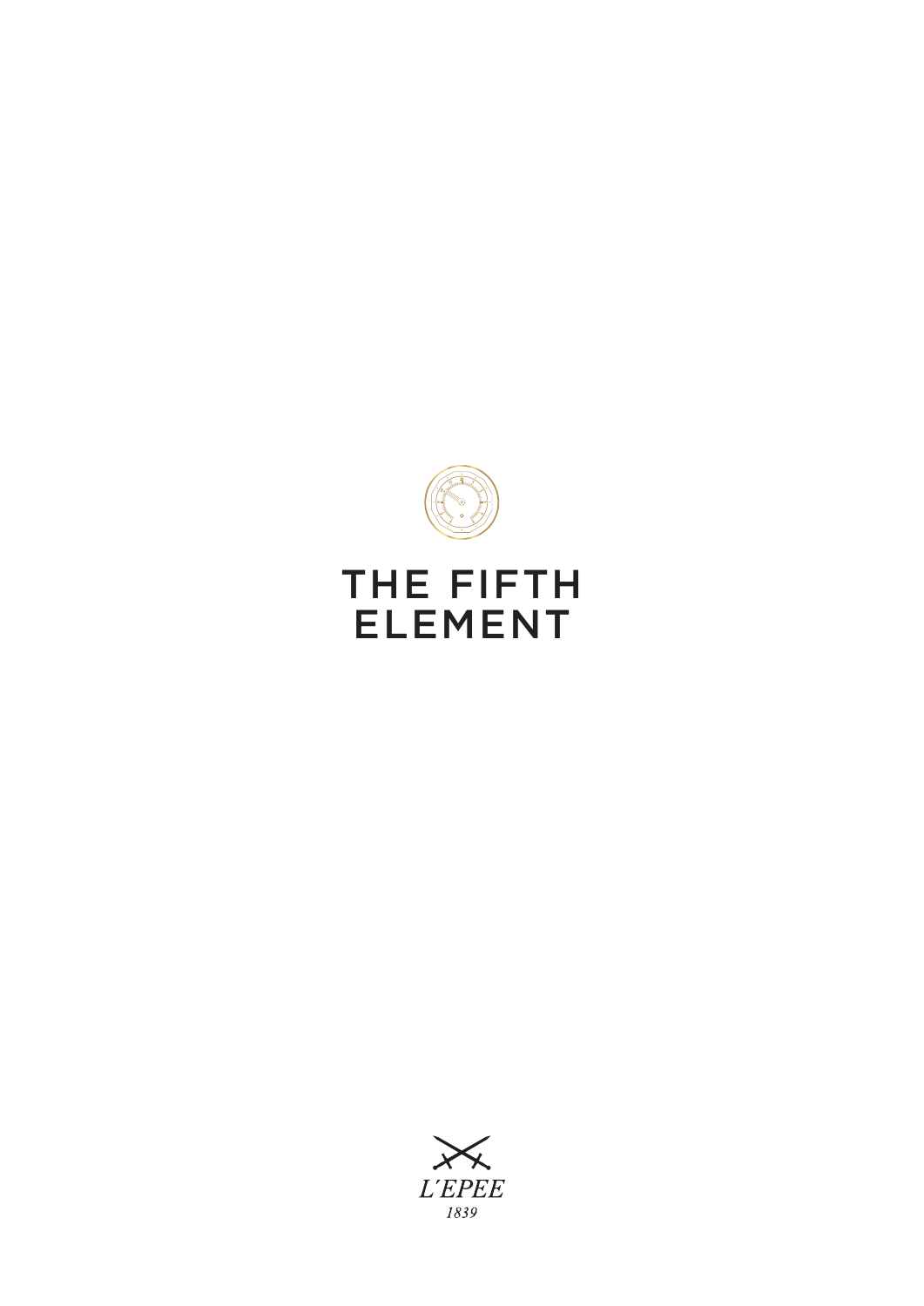# THE FIFTH ELEMENT

L'EPEE
1839